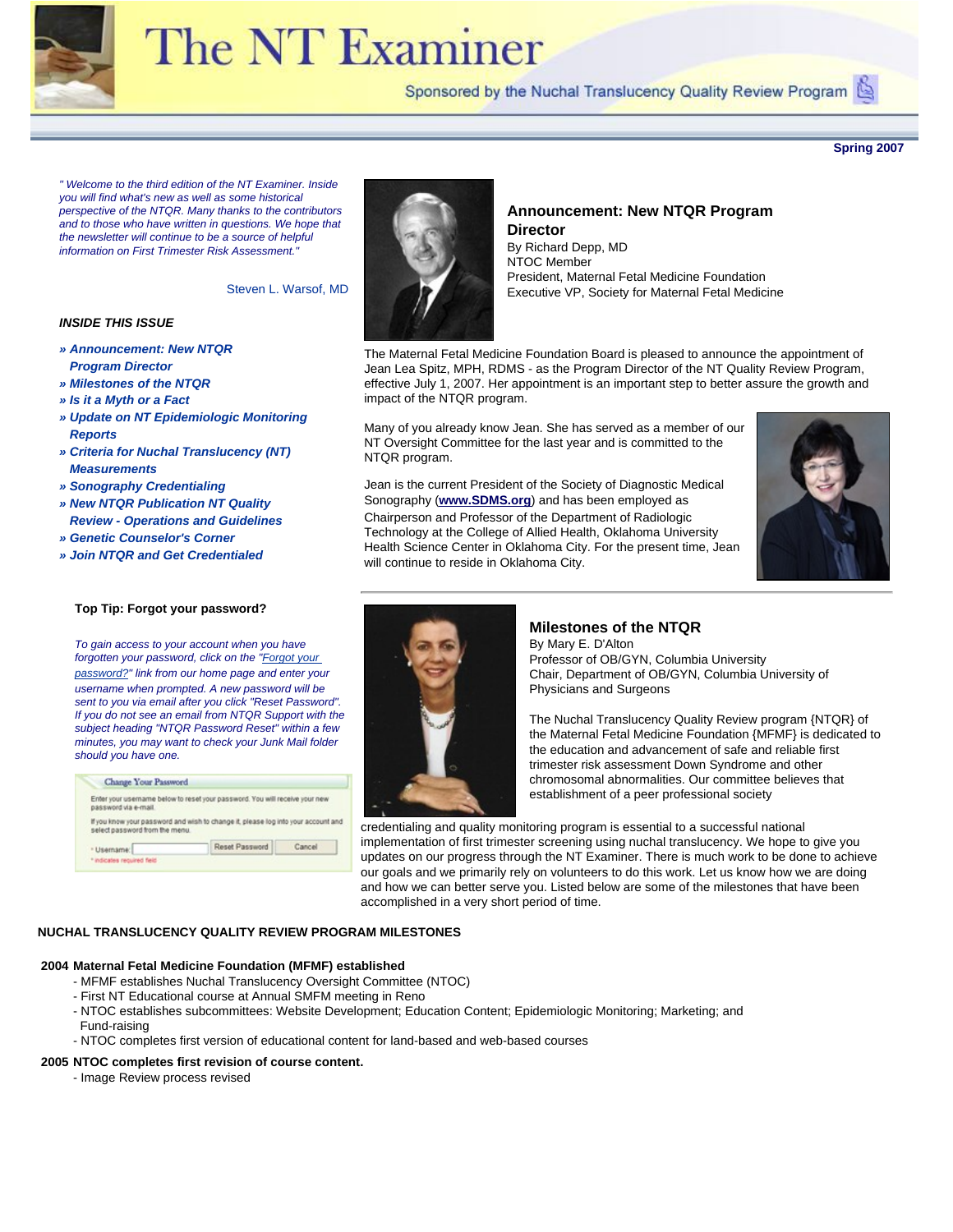# The NT Examiner

Sponsored by the Nuchal Translucency Quality Review Program

**Spring 2007**

*" Welcome to the third edition of the NT Examiner. Inside you will find what's new as well as some historical perspective of the NTQR. Many thanks to the contributors and to those who have written in questions. We hope that the newsletter will continue to be a source of helpful information on First Trimester Risk Assessment."*

Steven L. Warsof, MD

***INSIDE THIS ISSUE***

- ***» Announcement: New NTQR Program Director***
- ***» Milestones of the NTQR***
- ***» Is it a Myth or a Fact***
- ***» Update on NT Epidemiologic Monitoring Reports***
- ***» Criteria for Nuchal Translucency (NT) Measurements***
- ***» Sonography Credentialing***
- ***» New NTQR Publication NT Quality Review - Operations and Guidelines***
- ***» Genetic Counselor's Corner***
- ***» Join NTQR and Get Credentialed***

## Announcement: New NTQR Program Director

By Richard Depp, MD
NTOC Member
President, Maternal Fetal Medicine Foundation
Executive VP, Society for Maternal Fetal Medicine

The Maternal Fetal Medicine Foundation Board is pleased to announce the appointment of Jean Lea Spitz, MPH, RDMS - as the Program Director of the NT Quality Review Program, effective July 1, 2007. Her appointment is an important step to better assure the growth and impact of the NTQR program.

Many of you already know Jean. She has served as a member of our NT Oversight Committee for the last year and is committed to the NTQR program.

Jean is the current President of the Society of Diagnostic Medical Sonography (**www.SDMS.org**) and has been employed as Chairperson and Professor of the Department of Radiologic Technology at the College of Allied Health, Oklahoma University Health Science Center in Oklahoma City. For the present time, Jean will continue to reside in Oklahoma City.

### Top Tip: Forgot your password?

*To gain access to your account when you have forgotten your password, click on the "Forgot your password?" link from our home page and enter your username when prompted. A new password will be sent to you via email after you click "Reset Password". If you do not see an email from NTQR Support with the subject heading "NTQR Password Reset" within a few minutes, you may want to check your Junk Mail folder should you have one.*

Change Your Password

Enter your username below to reset your password. You will receive your new password via e-mail.

If you know your password and wish to change it, please log into your account and select password from the menu.

* Username: [Reset Password] [Cancel]

* indicates required field

## Milestones of the NTQR

By Mary E. D'Alton
Professor of OB/GYN, Columbia University
Chair, Department of OB/GYN, Columbia University of Physicians and Surgeons

The Nuchal Translucency Quality Review program {NTQR} of the Maternal Fetal Medicine Foundation {MFMF} is dedicated to the education and advancement of safe and reliable first trimester risk assessment Down Syndrome and other chromosomal abnormalities. Our committee believes that establishment of a peer professional society credentialing and quality monitoring program is essential to a successful national implementation of first trimester screening using nuchal translucency. We hope to give you updates on our progress through the NT Examiner. There is much work to be done to achieve our goals and we primarily rely on volunteers to do this work. Let us know how we are doing and how we can better serve you. Listed below are some of the milestones that have been accomplished in a very short period of time.

### NUCHAL TRANSLUCENCY QUALITY REVIEW PROGRAM MILESTONES

**2004 Maternal Fetal Medicine Foundation (MFMF) established**

- MFMF establishes Nuchal Translucency Oversight Committee (NTOC)
- First NT Educational course at Annual SMFM meeting in Reno
- NTOC establishes subcommittees: Website Development; Education Content; Epidemiologic Monitoring; Marketing; and Fund-raising
- NTOC completes first version of educational content for land-based and web-based courses

**2005 NTOC completes first revision of course content.**

- Image Review process revised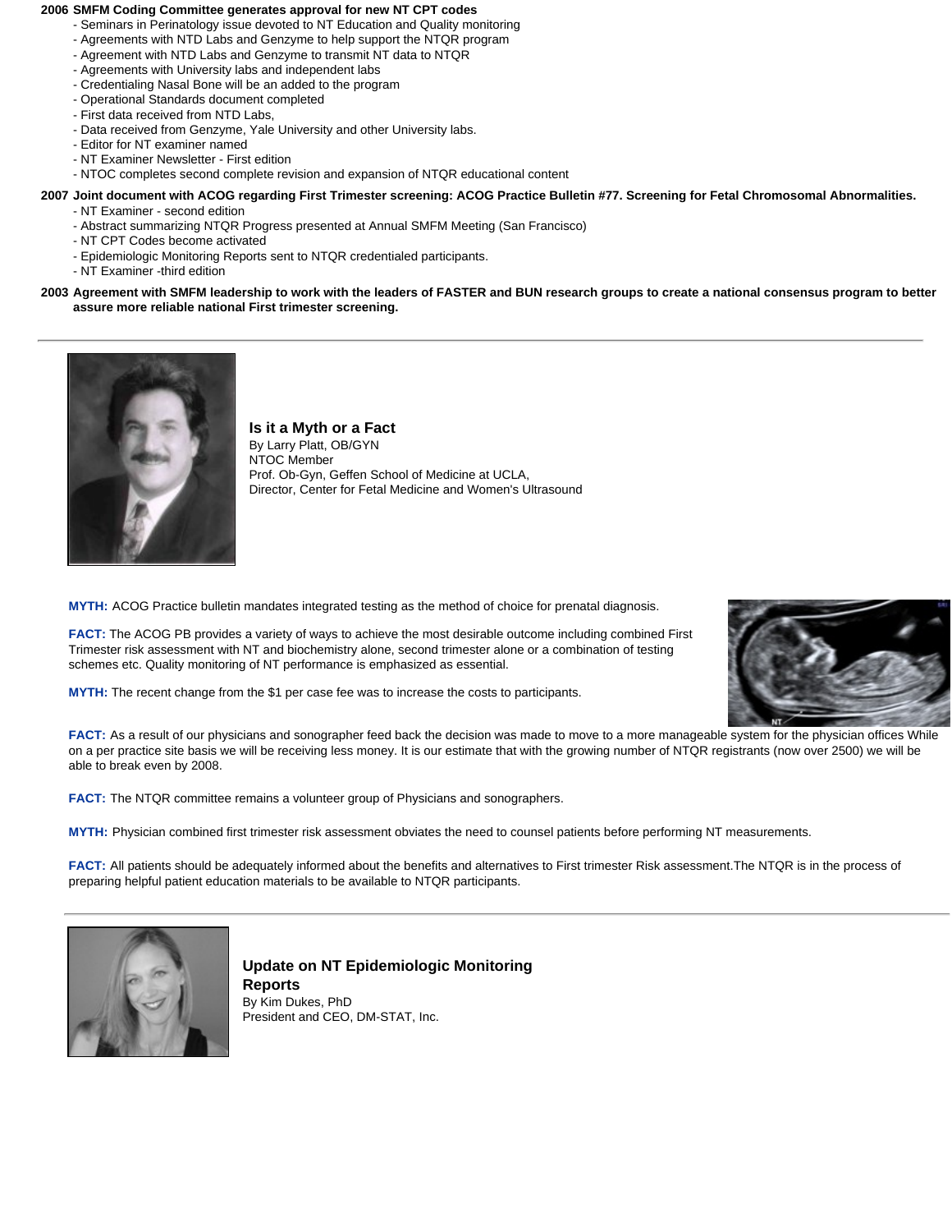**2006 SMFM Coding Committee generates approval for new NT CPT codes**

- Seminars in Perinatology issue devoted to NT Education and Quality monitoring
- Agreements with NTD Labs and Genzyme to help support the NTQR program
- Agreement with NTD Labs and Genzyme to transmit NT data to NTQR
- Agreements with University labs and independent labs
- Credentialing Nasal Bone will be an added to the program
- Operational Standards document completed
- First data received from NTD Labs,
- Data received from Genzyme, Yale University and other University labs.
- Editor for NT examiner named
- NT Examiner Newsletter - First edition
- NTOC completes second complete revision and expansion of NTQR educational content

**2007 Joint document with ACOG regarding First Trimester screening: ACOG Practice Bulletin #77. Screening for Fetal Chromosomal Abnormalities.**

- NT Examiner - second edition
- Abstract summarizing NTQR Progress presented at Annual SMFM Meeting (San Francisco)
- NT CPT Codes become activated
- Epidemiologic Monitoring Reports sent to NTQR credentialed participants.
- NT Examiner -third edition

**2003 Agreement with SMFM leadership to work with the leaders of FASTER and BUN research groups to create a national consensus program to better assure more reliable national First trimester screening.**

---

## Is it a Myth or a Fact

By Larry Platt, OB/GYN
NTOC Member
Prof. Ob-Gyn, Geffen School of Medicine at UCLA,
Director, Center for Fetal Medicine and Women's Ultrasound

**MYTH:** ACOG Practice bulletin mandates integrated testing as the method of choice for prenatal diagnosis.

**FACT:** The ACOG PB provides a variety of ways to achieve the most desirable outcome including combined First Trimester risk assessment with NT and biochemistry alone, second trimester alone or a combination of testing schemes etc. Quality monitoring of NT performance is emphasized as essential.

**MYTH:** The recent change from the $1 per case fee was to increase the costs to participants.

**FACT:** As a result of our physicians and sonographer feed back the decision was made to move to a more manageable system for the physician offices While on a per practice site basis we will be receiving less money. It is our estimate that with the growing number of NTQR registrants (now over 2500) we will be able to break even by 2008.

**FACT:** The NTQR committee remains a volunteer group of Physicians and sonographers.

**MYTH:** Physician combined first trimester risk assessment obviates the need to counsel patients before performing NT measurements.

**FACT:** All patients should be adequately informed about the benefits and alternatives to First trimester Risk assessment.The NTQR is in the process of preparing helpful patient education materials to be available to NTQR participants.

---

## Update on NT Epidemiologic Monitoring Reports

By Kim Dukes, PhD
President and CEO, DM-STAT, Inc.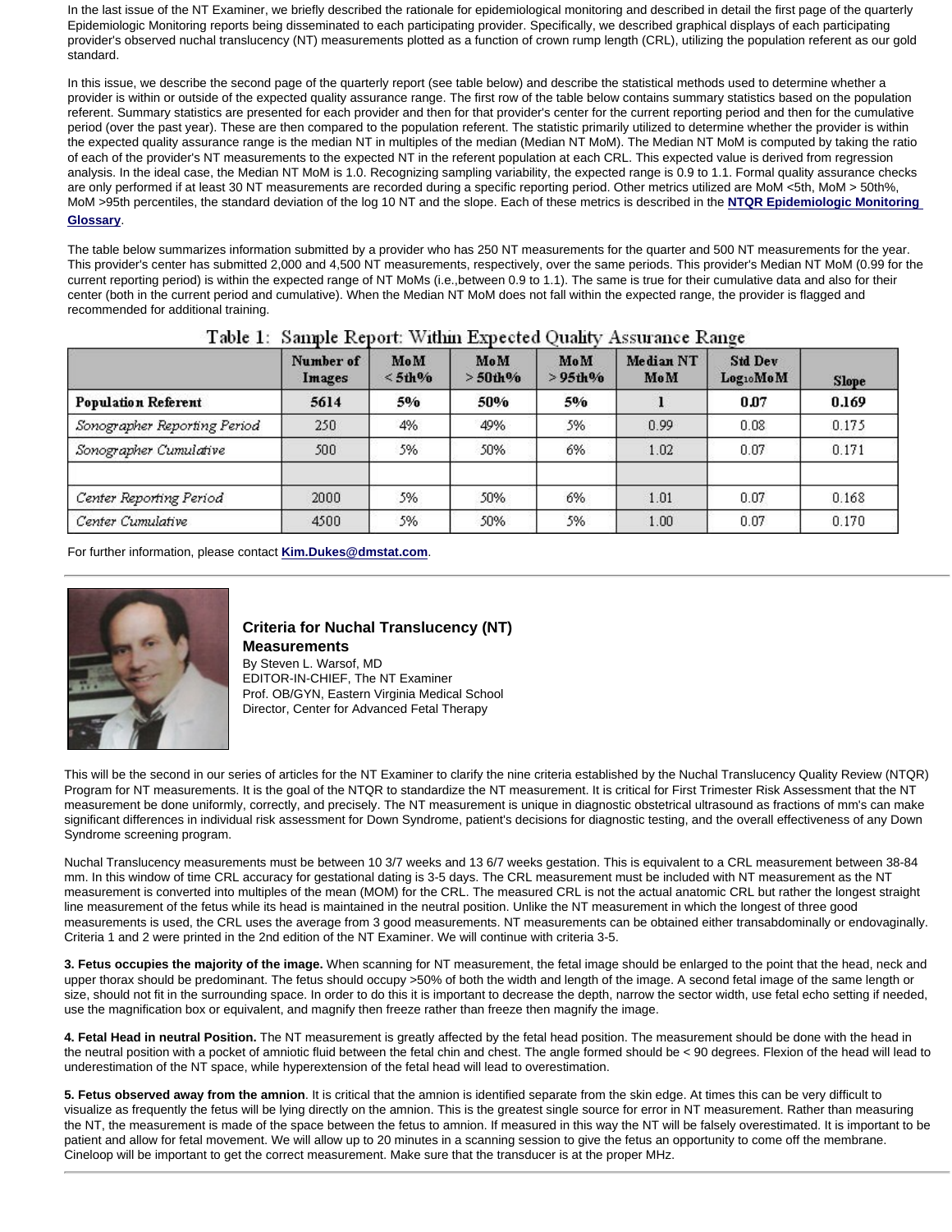In the last issue of the NT Examiner, we briefly described the rationale for epidemiological monitoring and described in detail the first page of the quarterly Epidemiologic Monitoring reports being disseminated to each participating provider. Specifically, we described graphical displays of each participating provider's observed nuchal translucency (NT) measurements plotted as a function of crown rump length (CRL), utilizing the population referent as our gold standard.

In this issue, we describe the second page of the quarterly report (see table below) and describe the statistical methods used to determine whether a provider is within or outside of the expected quality assurance range. The first row of the table below contains summary statistics based on the population referent. Summary statistics are presented for each provider and then for that provider's center for the current reporting period and then for the cumulative period (over the past year). These are then compared to the population referent. The statistic primarily utilized to determine whether the provider is within the expected quality assurance range is the median NT in multiples of the median (Median NT MoM). The Median NT MoM is computed by taking the ratio of each of the provider's NT measurements to the expected NT in the referent population at each CRL. This expected value is derived from regression analysis. In the ideal case, the Median NT MoM is 1.0. Recognizing sampling variability, the expected range is 0.9 to 1.1. Formal quality assurance checks are only performed if at least 30 NT measurements are recorded during a specific reporting period. Other metrics utilized are MoM <5th, MoM > 50th%, MoM >95th percentiles, the standard deviation of the log 10 NT and the slope. Each of these metrics is described in the **NTQR Epidemiologic Monitoring Glossary**.

The table below summarizes information submitted by a provider who has 250 NT measurements for the quarter and 500 NT measurements for the year. This provider's center has submitted 2,000 and 4,500 NT measurements, respectively, over the same periods. This provider's Median NT MoM (0.99 for the current reporting period) is within the expected range of NT MoMs (i.e.,between 0.9 to 1.1). The same is true for their cumulative data and also for their center (both in the current period and cumulative). When the Median NT MoM does not fall within the expected range, the provider is flagged and recommended for additional training.

**Table 1: Sample Report: Within Expected Quality Assurance Range**

| | Number of Images | MoM < 5th% | MoM > 50th% | MoM > 95th% | Median NT MoM | Std Dev $Log_{10}$MoM | Slope |
|---|---|---|---|---|---|---|---|
| **Population Referent** | **5614** | **5%** | **50%** | **5%** | **1** | **0.07** | **0.169** |
| *Sonographer Reporting Period* | 250 | 4% | 49% | 5% | 0.99 | 0.08 | 0.175 |
| *Sonographer Cumulative* | 500 | 5% | 50% | 6% | 1.02 | 0.07 | 0.171 |
| | | | | | | | |
| *Center Reporting Period* | 2000 | 5% | 50% | 6% | 1.01 | 0.07 | 0.168 |
| *Center Cumulative* | 4500 | 5% | 50% | 5% | 1.00 | 0.07 | 0.170 |

For further information, please contact **Kim.Dukes@dmstat.com**.

---

### Criteria for Nuchal Translucency (NT) Measurements

By Steven L. Warsof, MD
EDITOR-IN-CHIEF, The NT Examiner
Prof. OB/GYN, Eastern Virginia Medical School
Director, Center for Advanced Fetal Therapy

This will be the second in our series of articles for the NT Examiner to clarify the nine criteria established by the Nuchal Translucency Quality Review (NTQR) Program for NT measurements. It is the goal of the NTQR to standardize the NT measurement. It is critical for First Trimester Risk Assessment that the NT measurement be done uniformly, correctly, and precisely. The NT measurement is unique in diagnostic obstetrical ultrasound as fractions of mm's can make significant differences in individual risk assessment for Down Syndrome, patient's decisions for diagnostic testing, and the overall effectiveness of any Down Syndrome screening program.

Nuchal Translucency measurements must be between 10 3/7 weeks and 13 6/7 weeks gestation. This is equivalent to a CRL measurement between 38-84 mm. In this window of time CRL accuracy for gestational dating is 3-5 days. The CRL measurement must be included with NT measurement as the NT measurement is converted into multiples of the mean (MOM) for the CRL. The measured CRL is not the actual anatomic CRL but rather the longest straight line measurement of the fetus while its head is maintained in the neutral position. Unlike the NT measurement in which the longest of three good measurements is used, the CRL uses the average from 3 good measurements. NT measurements can be obtained either transabdominally or endovaginally. Criteria 1 and 2 were printed in the 2nd edition of the NT Examiner. We will continue with criteria 3-5.

**3. Fetus occupies the majority of the image.** When scanning for NT measurement, the fetal image should be enlarged to the point that the head, neck and upper thorax should be predominant. The fetus should occupy >50% of both the width and length of the image. A second fetal image of the same length or size, should not fit in the surrounding space. In order to do this it is important to decrease the depth, narrow the sector width, use fetal echo setting if needed, use the magnification box or equivalent, and magnify then freeze rather than freeze then magnify the image.

**4. Fetal Head in neutral Position.** The NT measurement is greatly affected by the fetal head position. The measurement should be done with the head in the neutral position with a pocket of amniotic fluid between the fetal chin and chest. The angle formed should be < 90 degrees. Flexion of the head will lead to underestimation of the NT space, while hyperextension of the fetal head will lead to overestimation.

**5. Fetus observed away from the amnion**. It is critical that the amnion is identified separate from the skin edge. At times this can be very difficult to visualize as frequently the fetus will be lying directly on the amnion. This is the greatest single source for error in NT measurement. Rather than measuring the NT, the measurement is made of the space between the fetus to amnion. If measured in this way the NT will be falsely overestimated. It is important to be patient and allow for fetal movement. We will allow up to 20 minutes in a scanning session to give the fetus an opportunity to come off the membrane. Cineloop will be important to get the correct measurement. Make sure that the transducer is at the proper MHz.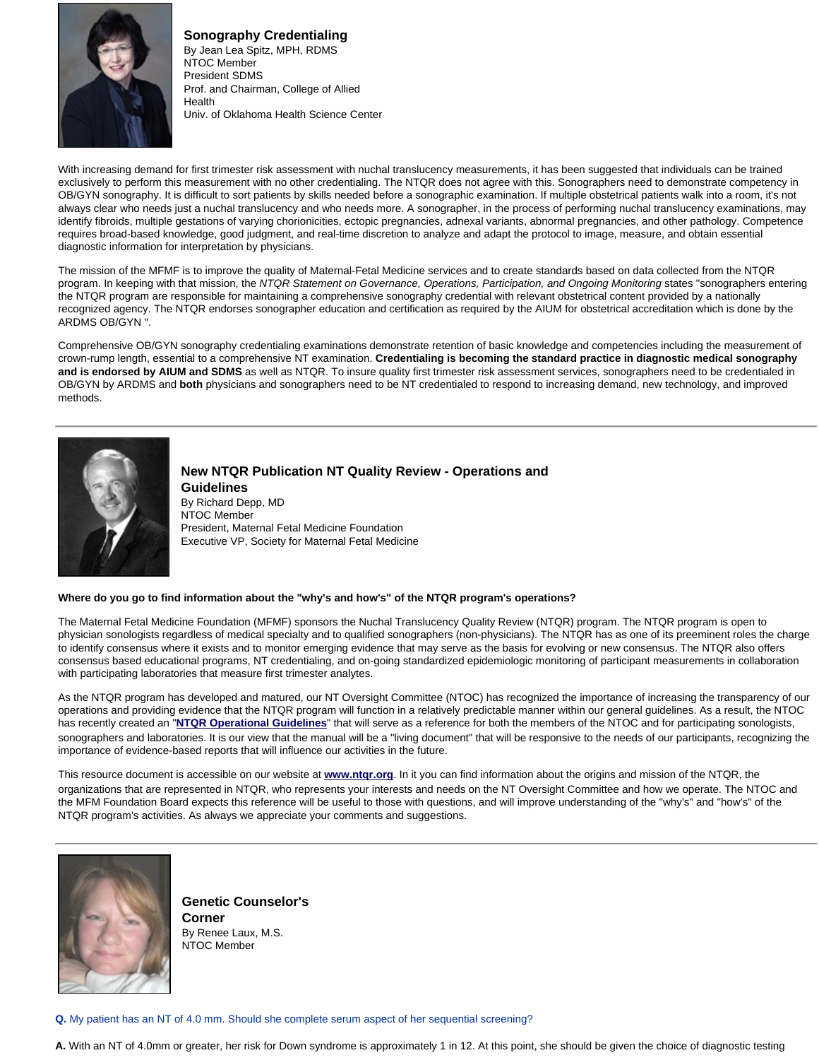## Sonography Credentialing

By Jean Lea Spitz, MPH, RDMS
NTOC Member
President SDMS
Prof. and Chairman, College of Allied Health
Univ. of Oklahoma Health Science Center

With increasing demand for first trimester risk assessment with nuchal translucency measurements, it has been suggested that individuals can be trained exclusively to perform this measurement with no other credentialing. The NTQR does not agree with this. Sonographers need to demonstrate competency in OB/GYN sonography. It is difficult to sort patients by skills needed before a sonographic examination. If multiple obstetrical patients walk into a room, it's not always clear who needs just a nuchal translucency and who needs more. A sonographer, in the process of performing nuchal translucency examinations, may identify fibroids, multiple gestations of varying chorionicities, ectopic pregnancies, adnexal variants, abnormal pregnancies, and other pathology. Competence requires broad-based knowledge, good judgment, and real-time discretion to analyze and adapt the protocol to image, measure, and obtain essential diagnostic information for interpretation by physicians.

The mission of the MFMF is to improve the quality of Maternal-Fetal Medicine services and to create standards based on data collected from the NTQR program. In keeping with that mission, the *NTQR Statement on Governance, Operations, Participation, and Ongoing Monitoring* states "sonographers entering the NTQR program are responsible for maintaining a comprehensive sonography credential with relevant obstetrical content provided by a nationally recognized agency. The NTQR endorses sonographer education and certification as required by the AIUM for obstetrical accreditation which is done by the ARDMS OB/GYN ".

Comprehensive OB/GYN sonography credentialing examinations demonstrate retention of basic knowledge and competencies including the measurement of crown-rump length, essential to a comprehensive NT examination. **Credentialing is becoming the standard practice in diagnostic medical sonography and is endorsed by AIUM and SDMS** as well as NTQR. To insure quality first trimester risk assessment services, sonographers need to be credentialed in OB/GYN by ARDMS and **both** physicians and sonographers need to be NT credentialed to respond to increasing demand, new technology, and improved methods.

---

## New NTQR Publication NT Quality Review - Operations and Guidelines

By Richard Depp, MD
NTOC Member
President, Maternal Fetal Medicine Foundation
Executive VP, Society for Maternal Fetal Medicine

**Where do you go to find information about the "why's and how's" of the NTQR program's operations?**

The Maternal Fetal Medicine Foundation (MFMF) sponsors the Nuchal Translucency Quality Review (NTQR) program. The NTQR program is open to physician sonologists regardless of medical specialty and to qualified sonographers (non-physicians). The NTQR has as one of its preeminent roles the charge to identify consensus where it exists and to monitor emerging evidence that may serve as the basis for evolving or new consensus. The NTQR also offers consensus based educational programs, NT credentialing, and on-going standardized epidemiologic monitoring of participant measurements in collaboration with participating laboratories that measure first trimester analytes.

As the NTQR program has developed and matured, our NT Oversight Committee (NTOC) has recognized the importance of increasing the transparency of our operations and providing evidence that the NTQR program will function in a relatively predictable manner within our general guidelines. As a result, the NTOC has recently created an "**NTQR Operational Guidelines**" that will serve as a reference for both the members of the NTOC and for participating sonologists, sonographers and laboratories. It is our view that the manual will be a "living document" that will be responsive to the needs of our participants, recognizing the importance of evidence-based reports that will influence our activities in the future.

This resource document is accessible on our website at **www.ntqr.org**. In it you can find information about the origins and mission of the NTQR, the organizations that are represented in NTQR, who represents your interests and needs on the NT Oversight Committee and how we operate. The NTOC and the MFM Foundation Board expects this reference will be useful to those with questions, and will improve understanding of the "why's" and "how's" of the NTQR program's activities. As always we appreciate your comments and suggestions.

---

## Genetic Counselor's Corner

By Renee Laux, M.S.
NTOC Member

**Q.** My patient has an NT of 4.0 mm. Should she complete serum aspect of her sequential screening?

**A.** With an NT of 4.0mm or greater, her risk for Down syndrome is approximately 1 in 12. At this point, she should be given the choice of diagnostic testing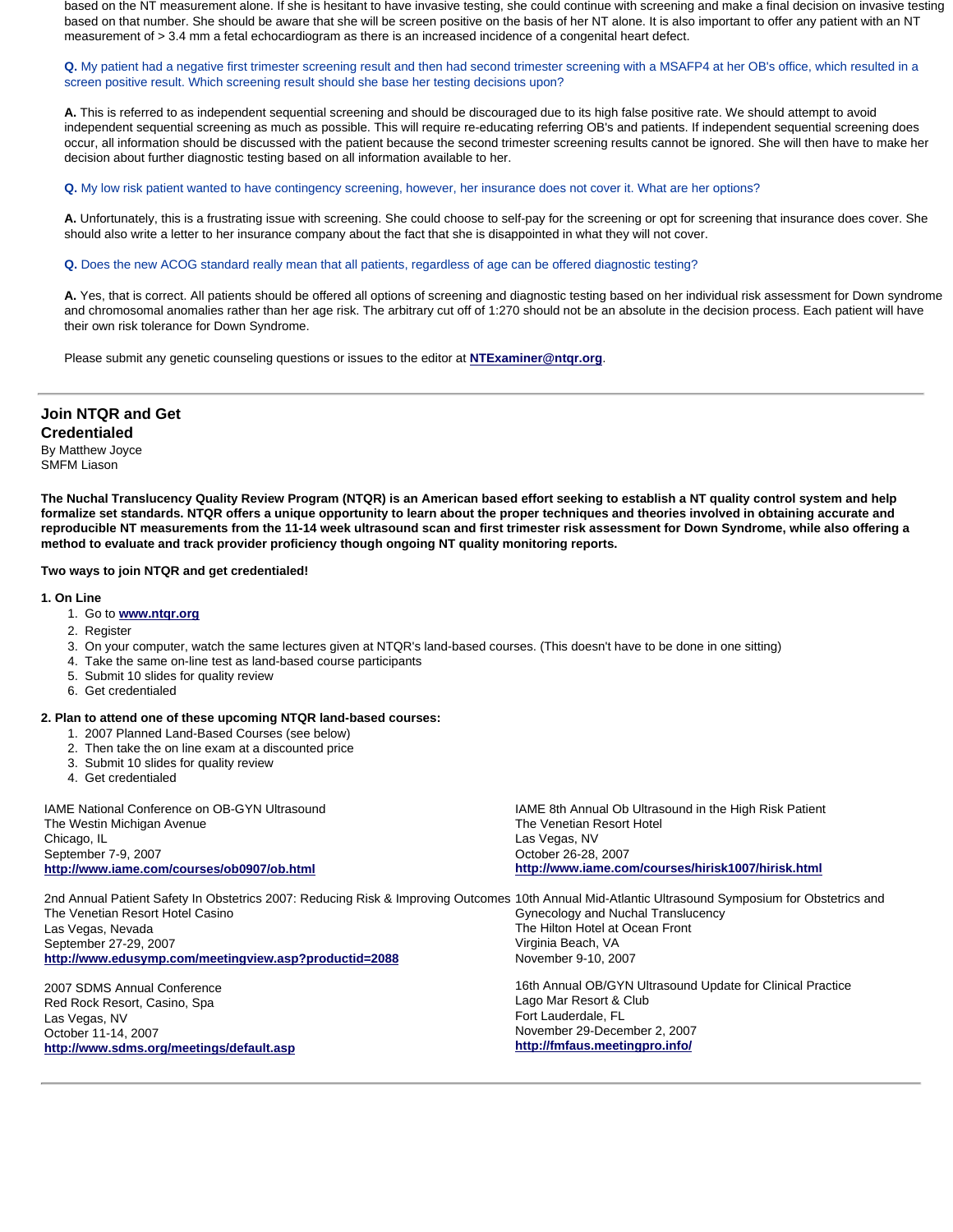based on the NT measurement alone. If she is hesitant to have invasive testing, she could continue with screening and make a final decision on invasive testing based on that number. She should be aware that she will be screen positive on the basis of her NT alone. It is also important to offer any patient with an NT measurement of > 3.4 mm a fetal echocardiogram as there is an increased incidence of a congenital heart defect.

**Q.** My patient had a negative first trimester screening result and then had second trimester screening with a MSAFP4 at her OB's office, which resulted in a screen positive result. Which screening result should she base her testing decisions upon?

**A.** This is referred to as independent sequential screening and should be discouraged due to its high false positive rate. We should attempt to avoid independent sequential screening as much as possible. This will require re-educating referring OB's and patients. If independent sequential screening does occur, all information should be discussed with the patient because the second trimester screening results cannot be ignored. She will then have to make her decision about further diagnostic testing based on all information available to her.

**Q.** My low risk patient wanted to have contingency screening, however, her insurance does not cover it. What are her options?

**A.** Unfortunately, this is a frustrating issue with screening. She could choose to self-pay for the screening or opt for screening that insurance does cover. She should also write a letter to her insurance company about the fact that she is disappointed in what they will not cover.

**Q.** Does the new ACOG standard really mean that all patients, regardless of age can be offered diagnostic testing?

**A.** Yes, that is correct. All patients should be offered all options of screening and diagnostic testing based on her individual risk assessment for Down syndrome and chromosomal anomalies rather than her age risk. The arbitrary cut off of 1:270 should not be an absolute in the decision process. Each patient will have their own risk tolerance for Down Syndrome.

Please submit any genetic counseling questions or issues to the editor at **NTExaminer@ntqr.org**.

---

## Join NTQR and Get Credentialed

By Matthew Joyce
SMFM Liason

**The Nuchal Translucency Quality Review Program (NTQR) is an American based effort seeking to establish a NT quality control system and help formalize set standards. NTQR offers a unique opportunity to learn about the proper techniques and theories involved in obtaining accurate and reproducible NT measurements from the 11-14 week ultrasound scan and first trimester risk assessment for Down Syndrome, while also offering a method to evaluate and track provider proficiency though ongoing NT quality monitoring reports.**

**Two ways to join NTQR and get credentialed!**

**1. On Line**

1. Go to **www.ntqr.org**
2. Register
3. On your computer, watch the same lectures given at NTQR's land-based courses. (This doesn't have to be done in one sitting)
4. Take the same on-line test as land-based course participants
5. Submit 10 slides for quality review
6. Get credentialed

**2. Plan to attend one of these upcoming NTQR land-based courses:**

1. 2007 Planned Land-Based Courses (see below)
2. Then take the on line exam at a discounted price
3. Submit 10 slides for quality review
4. Get credentialed

IAME National Conference on OB-GYN Ultrasound
The Westin Michigan Avenue
Chicago, IL
September 7-9, 2007
**http://www.iame.com/courses/ob0907/ob.html**

2nd Annual Patient Safety In Obstetrics 2007: Reducing Risk & Improving Outcomes
The Venetian Resort Hotel Casino
Las Vegas, Nevada
September 27-29, 2007
**http://www.edusymp.com/meetingview.asp?productid=2088**

2007 SDMS Annual Conference
Red Rock Resort, Casino, Spa
Las Vegas, NV
October 11-14, 2007
**http://www.sdms.org/meetings/default.asp**

IAME 8th Annual Ob Ultrasound in the High Risk Patient
The Venetian Resort Hotel
Las Vegas, NV
October 26-28, 2007
**http://www.iame.com/courses/hirisk1007/hirisk.html**

10th Annual Mid-Atlantic Ultrasound Symposium for Obstetrics and Gynecology and Nuchal Translucency
The Hilton Hotel at Ocean Front
Virginia Beach, VA
November 9-10, 2007

16th Annual OB/GYN Ultrasound Update for Clinical Practice
Lago Mar Resort & Club
Fort Lauderdale, FL
November 29-December 2, 2007
**http://fmfaus.meetingpro.info/**

---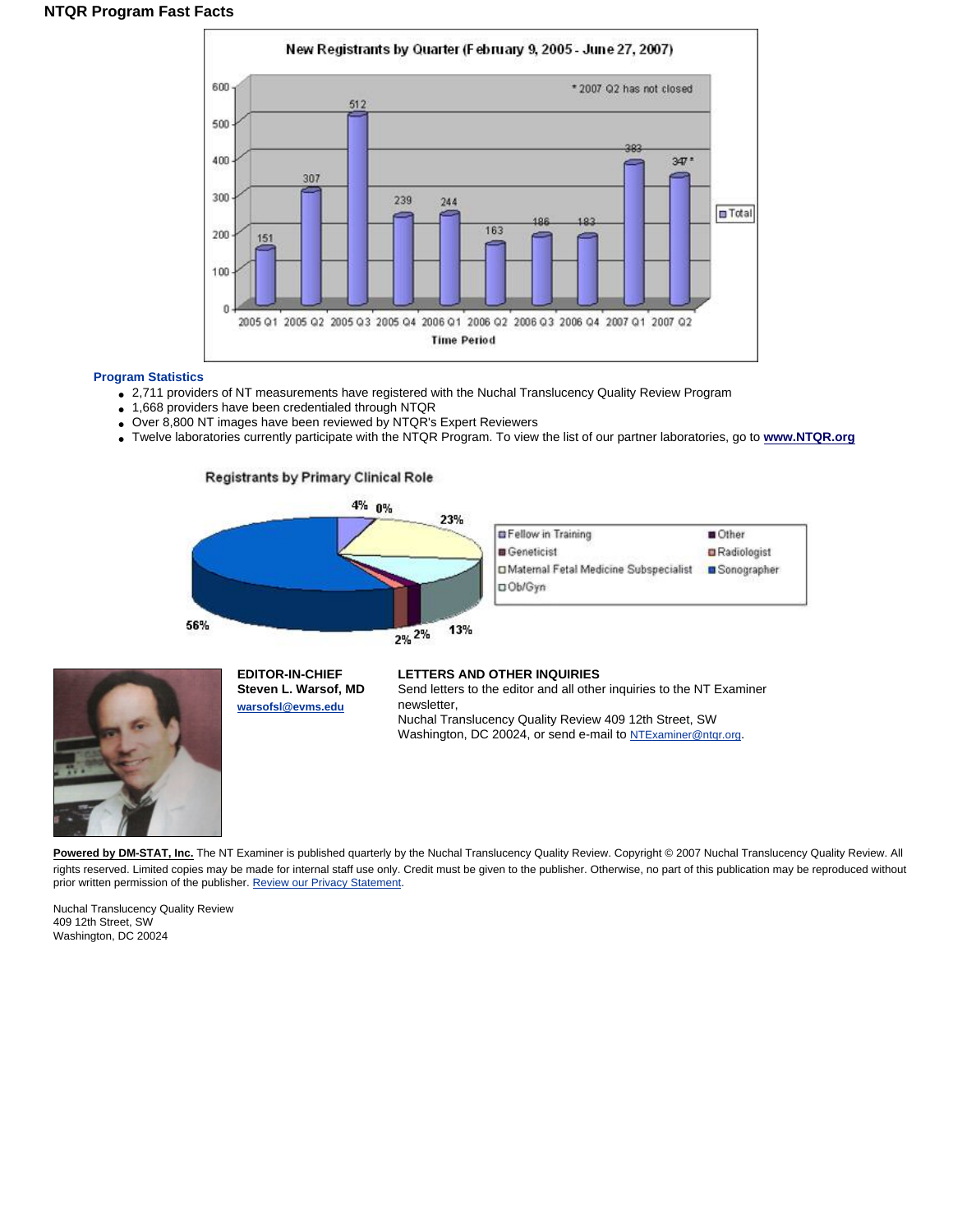## NTQR Program Fast Facts

New Registrants by Quarter (February 9, 2005 - June 27, 2007)

* 2007 Q2 has not closed

600
500
400
300
200
100
0

151
307
512
239
244
163
186
183
383
347 *

2005 Q1 2005 Q2 2005 Q3 2005 Q4 2006 Q1 2006 Q2 2006 Q3 2006 Q4 2007 Q1 2007 Q2

Time Period

Total

### Program Statistics

- 2,711 providers of NT measurements have registered with the Nuchal Translucency Quality Review Program
- 1,668 providers have been credentialed through NTQR
- Over 8,800 NT images have been reviewed by NTQR's Expert Reviewers
- Twelve laboratories currently participate with the NTQR Program. To view the list of our partner laboratories, go to **www.NTQR.org**

Registrants by Primary Clinical Role

4% 0% 23% 56% 2% 2% 13%

Fellow in Training
Geneticist
Maternal Fetal Medicine Subspecialist
Ob/Gyn
Other
Radiologist
Sonographer

**EDITOR-IN-CHIEF**
**Steven L. Warsof, MD**
**warsofsl@evms.edu**

**LETTERS AND OTHER INQUIRIES**
Send letters to the editor and all other inquiries to the NT Examiner newsletter,
Nuchal Translucency Quality Review 409 12th Street, SW
Washington, DC 20024, or send e-mail to NTExaminer@ntqr.org.

**Powered by DM-STAT, Inc.** The NT Examiner is published quarterly by the Nuchal Translucency Quality Review. Copyright © 2007 Nuchal Translucency Quality Review. All rights reserved. Limited copies may be made for internal staff use only. Credit must be given to the publisher. Otherwise, no part of this publication may be reproduced without prior written permission of the publisher. Review our Privacy Statement.

Nuchal Translucency Quality Review
409 12th Street, SW
Washington, DC 20024